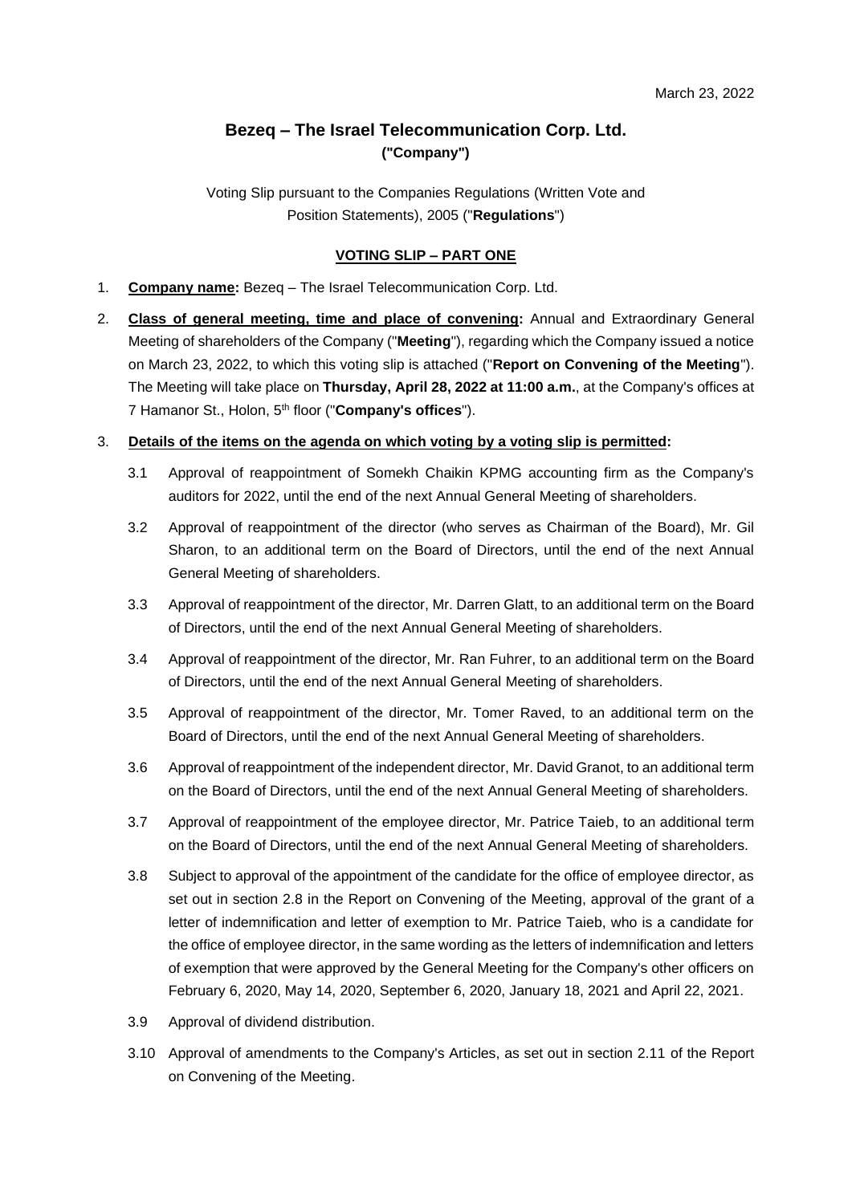March 23, 2022

# Bezeq – The Israel Telecommunication Corp. Ltd.
**("Company")**

Voting Slip pursuant to the Companies Regulations (Written Vote and Position Statements), 2005 ("**Regulations**")

## VOTING SLIP – PART ONE

1. **Company name:** Bezeq – The Israel Telecommunication Corp. Ltd.

2. **Class of general meeting, time and place of convening:** Annual and Extraordinary General Meeting of shareholders of the Company ("**Meeting**"), regarding which the Company issued a notice on March 23, 2022, to which this voting slip is attached ("**Report on Convening of the Meeting**"). The Meeting will take place on **Thursday, April 28, 2022 at 11:00 a.m.**, at the Company's offices at 7 Hamanor St., Holon, 5th floor ("**Company's offices**").

3. **Details of the items on the agenda on which voting by a voting slip is permitted:**

   3.1 Approval of reappointment of Somekh Chaikin KPMG accounting firm as the Company's auditors for 2022, until the end of the next Annual General Meeting of shareholders.

   3.2 Approval of reappointment of the director (who serves as Chairman of the Board), Mr. Gil Sharon, to an additional term on the Board of Directors, until the end of the next Annual General Meeting of shareholders.

   3.3 Approval of reappointment of the director, Mr. Darren Glatt, to an additional term on the Board of Directors, until the end of the next Annual General Meeting of shareholders.

   3.4 Approval of reappointment of the director, Mr. Ran Fuhrer, to an additional term on the Board of Directors, until the end of the next Annual General Meeting of shareholders.

   3.5 Approval of reappointment of the director, Mr. Tomer Raved, to an additional term on the Board of Directors, until the end of the next Annual General Meeting of shareholders.

   3.6 Approval of reappointment of the independent director, Mr. David Granot, to an additional term on the Board of Directors, until the end of the next Annual General Meeting of shareholders.

   3.7 Approval of reappointment of the employee director, Mr. Patrice Taieb, to an additional term on the Board of Directors, until the end of the next Annual General Meeting of shareholders.

   3.8 Subject to approval of the appointment of the candidate for the office of employee director, as set out in section 2.8 in the Report on Convening of the Meeting, approval of the grant of a letter of indemnification and letter of exemption to Mr. Patrice Taieb, who is a candidate for the office of employee director, in the same wording as the letters of indemnification and letters of exemption that were approved by the General Meeting for the Company's other officers on February 6, 2020, May 14, 2020, September 6, 2020, January 18, 2021 and April 22, 2021.

   3.9 Approval of dividend distribution.

   3.10 Approval of amendments to the Company's Articles, as set out in section 2.11 of the Report on Convening of the Meeting.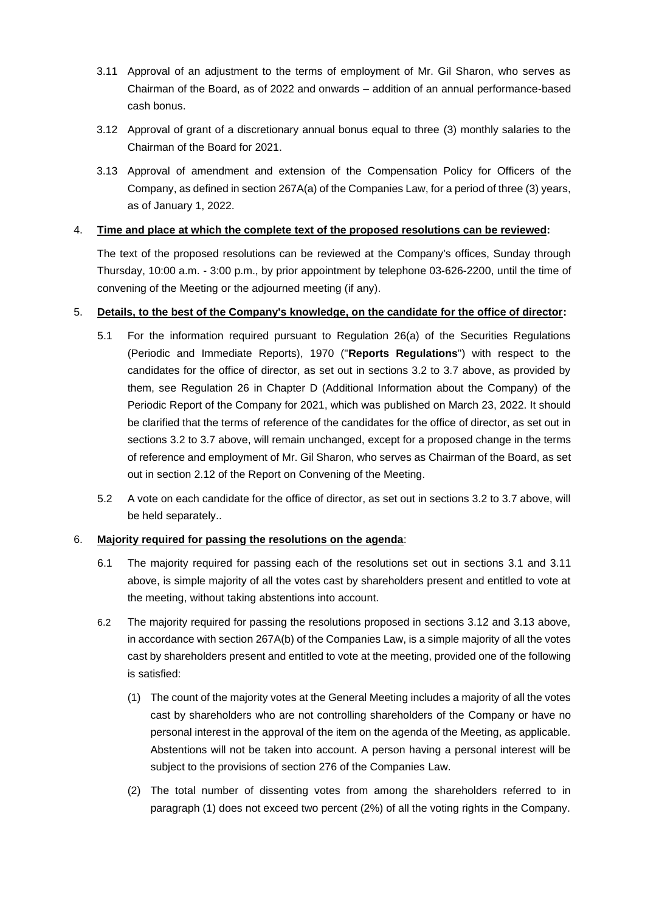3.11 Approval of an adjustment to the terms of employment of Mr. Gil Sharon, who serves as Chairman of the Board, as of 2022 and onwards – addition of an annual performance-based cash bonus.

3.12 Approval of grant of a discretionary annual bonus equal to three (3) monthly salaries to the Chairman of the Board for 2021.

3.13 Approval of amendment and extension of the Compensation Policy for Officers of the Company, as defined in section 267A(a) of the Companies Law, for a period of three (3) years, as of January 1, 2022.

4. **Time and place at which the complete text of the proposed resolutions can be reviewed:**

The text of the proposed resolutions can be reviewed at the Company's offices, Sunday through Thursday, 10:00 a.m. - 3:00 p.m., by prior appointment by telephone 03-626-2200, until the time of convening of the Meeting or the adjourned meeting (if any).

5. **Details, to the best of the Company's knowledge, on the candidate for the office of director:**

5.1 For the information required pursuant to Regulation 26(a) of the Securities Regulations (Periodic and Immediate Reports), 1970 ("**Reports Regulations**") with respect to the candidates for the office of director, as set out in sections 3.2 to 3.7 above, as provided by them, see Regulation 26 in Chapter D (Additional Information about the Company) of the Periodic Report of the Company for 2021, which was published on March 23, 2022. It should be clarified that the terms of reference of the candidates for the office of director, as set out in sections 3.2 to 3.7 above, will remain unchanged, except for a proposed change in the terms of reference and employment of Mr. Gil Sharon, who serves as Chairman of the Board, as set out in section 2.12 of the Report on Convening of the Meeting.

5.2 A vote on each candidate for the office of director, as set out in sections 3.2 to 3.7 above, will be held separately..

6. **Majority required for passing the resolutions on the agenda**:

6.1 The majority required for passing each of the resolutions set out in sections 3.1 and 3.11 above, is simple majority of all the votes cast by shareholders present and entitled to vote at the meeting, without taking abstentions into account.

6.2 The majority required for passing the resolutions proposed in sections 3.12 and 3.13 above, in accordance with section 267A(b) of the Companies Law, is a simple majority of all the votes cast by shareholders present and entitled to vote at the meeting, provided one of the following is satisfied:

(1) The count of the majority votes at the General Meeting includes a majority of all the votes cast by shareholders who are not controlling shareholders of the Company or have no personal interest in the approval of the item on the agenda of the Meeting, as applicable. Abstentions will not be taken into account. A person having a personal interest will be subject to the provisions of section 276 of the Companies Law.

(2) The total number of dissenting votes from among the shareholders referred to in paragraph (1) does not exceed two percent (2%) of all the voting rights in the Company.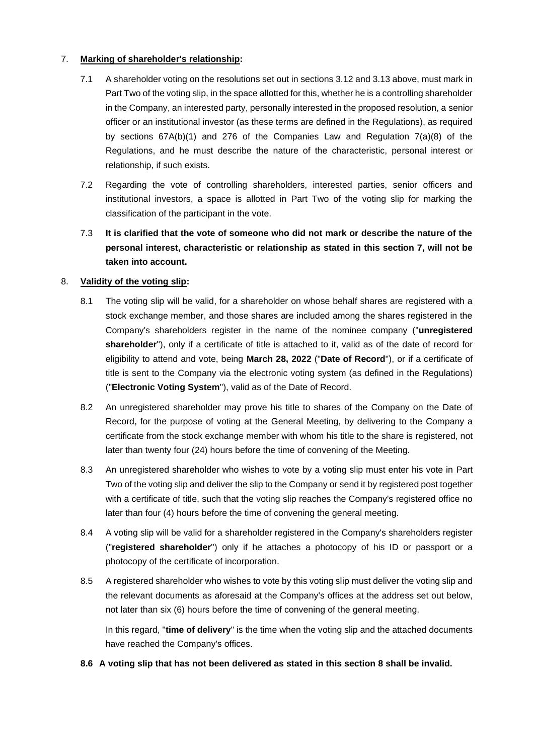7. **Marking of shareholder's relationship:**

   7.1 A shareholder voting on the resolutions set out in sections 3.12 and 3.13 above, must mark in Part Two of the voting slip, in the space allotted for this, whether he is a controlling shareholder in the Company, an interested party, personally interested in the proposed resolution, a senior officer or an institutional investor (as these terms are defined in the Regulations), as required by sections 67A(b)(1) and 276 of the Companies Law and Regulation 7(a)(8) of the Regulations, and he must describe the nature of the characteristic, personal interest or relationship, if such exists.

   7.2 Regarding the vote of controlling shareholders, interested parties, senior officers and institutional investors, a space is allotted in Part Two of the voting slip for marking the classification of the participant in the vote.

   7.3 **It is clarified that the vote of someone who did not mark or describe the nature of the personal interest, characteristic or relationship as stated in this section 7, will not be taken into account.**

8. **Validity of the voting slip:**

   8.1 The voting slip will be valid, for a shareholder on whose behalf shares are registered with a stock exchange member, and those shares are included among the shares registered in the Company's shareholders register in the name of the nominee company ("**unregistered shareholder**"), only if a certificate of title is attached to it, valid as of the date of record for eligibility to attend and vote, being **March 28, 2022** ("**Date of Record**"), or if a certificate of title is sent to the Company via the electronic voting system (as defined in the Regulations) ("**Electronic Voting System**"), valid as of the Date of Record.

   8.2 An unregistered shareholder may prove his title to shares of the Company on the Date of Record, for the purpose of voting at the General Meeting, by delivering to the Company a certificate from the stock exchange member with whom his title to the share is registered, not later than twenty four (24) hours before the time of convening of the Meeting.

   8.3 An unregistered shareholder who wishes to vote by a voting slip must enter his vote in Part Two of the voting slip and deliver the slip to the Company or send it by registered post together with a certificate of title, such that the voting slip reaches the Company's registered office no later than four (4) hours before the time of convening the general meeting.

   8.4 A voting slip will be valid for a shareholder registered in the Company's shareholders register ("**registered shareholder**") only if he attaches a photocopy of his ID or passport or a photocopy of the certificate of incorporation.

   8.5 A registered shareholder who wishes to vote by this voting slip must deliver the voting slip and the relevant documents as aforesaid at the Company's offices at the address set out below, not later than six (6) hours before the time of convening of the general meeting.

   In this regard, "**time of delivery**" is the time when the voting slip and the attached documents have reached the Company's offices.

   **8.6 A voting slip that has not been delivered as stated in this section 8 shall be invalid.**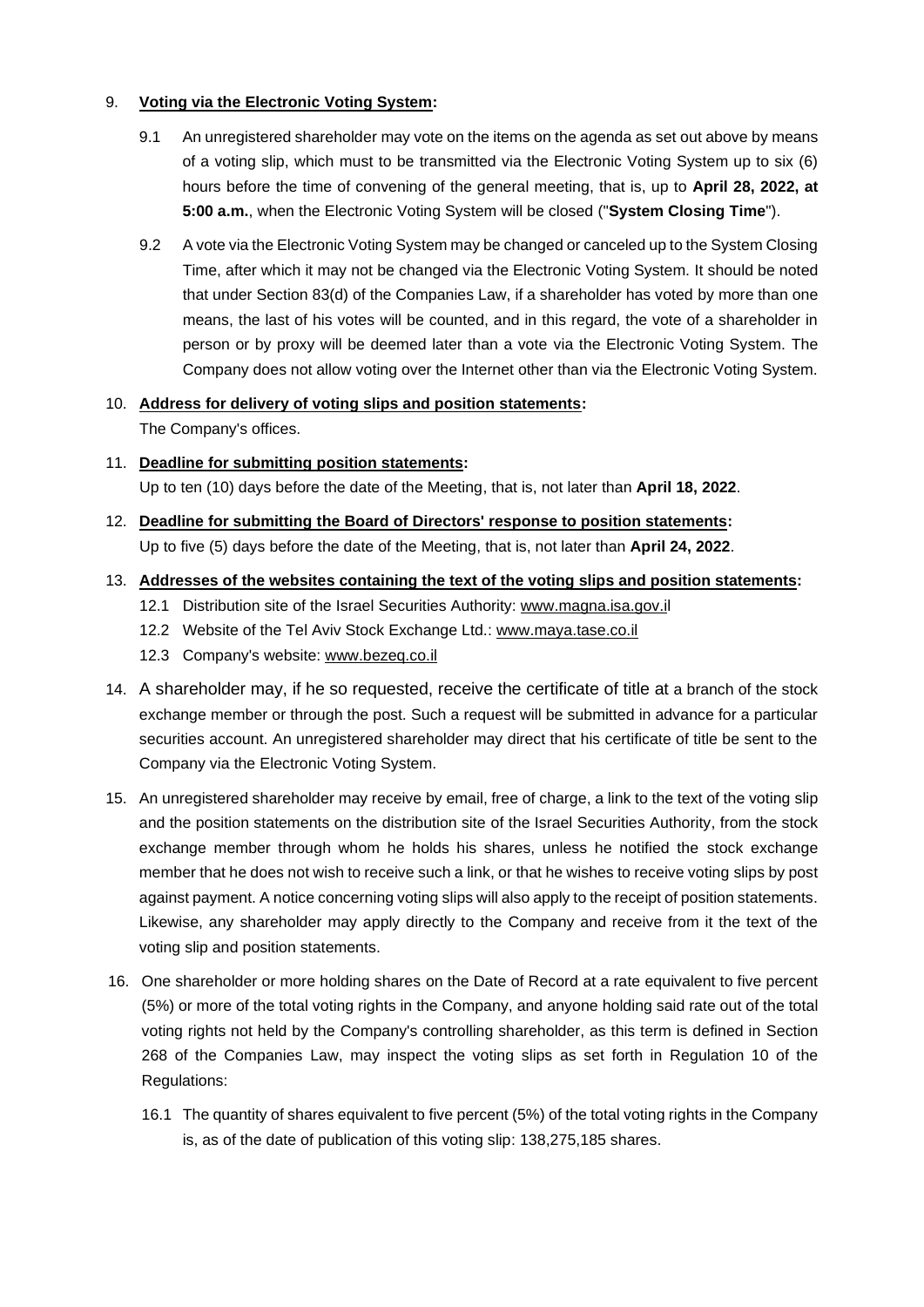9. **Voting via the Electronic Voting System:**

   9.1 An unregistered shareholder may vote on the items on the agenda as set out above by means of a voting slip, which must to be transmitted via the Electronic Voting System up to six (6) hours before the time of convening of the general meeting, that is, up to **April 28, 2022, at 5:00 a.m.**, when the Electronic Voting System will be closed ("**System Closing Time**").

   9.2 A vote via the Electronic Voting System may be changed or canceled up to the System Closing Time, after which it may not be changed via the Electronic Voting System. It should be noted that under Section 83(d) of the Companies Law, if a shareholder has voted by more than one means, the last of his votes will be counted, and in this regard, the vote of a shareholder in person or by proxy will be deemed later than a vote via the Electronic Voting System. The Company does not allow voting over the Internet other than via the Electronic Voting System.

10. **Address for delivery of voting slips and position statements:**
    The Company's offices.

11. **Deadline for submitting position statements:**
    Up to ten (10) days before the date of the Meeting, that is, not later than **April 18, 2022**.

12. **Deadline for submitting the Board of Directors' response to position statements:**
    Up to five (5) days before the date of the Meeting, that is, not later than **April 24, 2022**.

13. **Addresses of the websites containing the text of the voting slips and position statements:**

    12.1 Distribution site of the Israel Securities Authority: www.magna.isa.gov.il

    12.2 Website of the Tel Aviv Stock Exchange Ltd.: www.maya.tase.co.il

    12.3 Company's website: www.bezeq.co.il

14. A shareholder may, if he so requested, receive the certificate of title at a branch of the stock exchange member or through the post. Such a request will be submitted in advance for a particular securities account. An unregistered shareholder may direct that his certificate of title be sent to the Company via the Electronic Voting System.

15. An unregistered shareholder may receive by email, free of charge, a link to the text of the voting slip and the position statements on the distribution site of the Israel Securities Authority, from the stock exchange member through whom he holds his shares, unless he notified the stock exchange member that he does not wish to receive such a link, or that he wishes to receive voting slips by post against payment. A notice concerning voting slips will also apply to the receipt of position statements. Likewise, any shareholder may apply directly to the Company and receive from it the text of the voting slip and position statements.

16. One shareholder or more holding shares on the Date of Record at a rate equivalent to five percent (5%) or more of the total voting rights in the Company, and anyone holding said rate out of the total voting rights not held by the Company's controlling shareholder, as this term is defined in Section 268 of the Companies Law, may inspect the voting slips as set forth in Regulation 10 of the Regulations:

    16.1 The quantity of shares equivalent to five percent (5%) of the total voting rights in the Company is, as of the date of publication of this voting slip: 138,275,185 shares.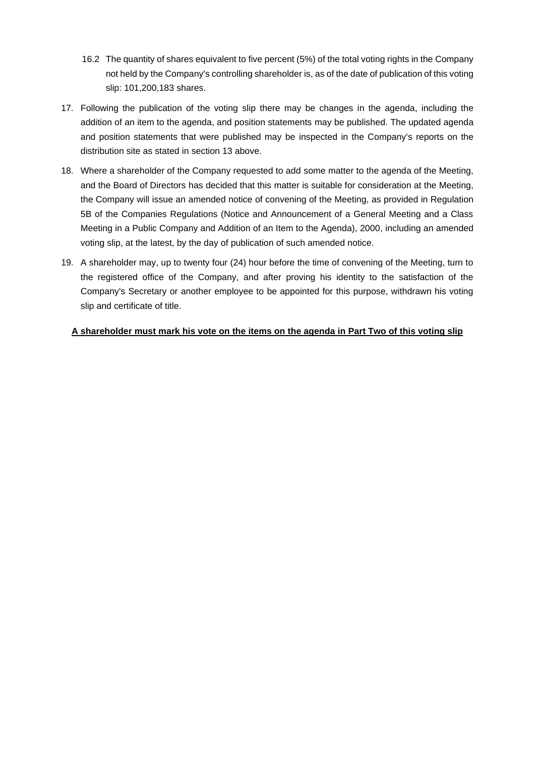16.2 The quantity of shares equivalent to five percent (5%) of the total voting rights in the Company not held by the Company's controlling shareholder is, as of the date of publication of this voting slip: 101,200,183 shares.

17. Following the publication of the voting slip there may be changes in the agenda, including the addition of an item to the agenda, and position statements may be published. The updated agenda and position statements that were published may be inspected in the Company's reports on the distribution site as stated in section 13 above.

18. Where a shareholder of the Company requested to add some matter to the agenda of the Meeting, and the Board of Directors has decided that this matter is suitable for consideration at the Meeting, the Company will issue an amended notice of convening of the Meeting, as provided in Regulation 5B of the Companies Regulations (Notice and Announcement of a General Meeting and a Class Meeting in a Public Company and Addition of an Item to the Agenda), 2000, including an amended voting slip, at the latest, by the day of publication of such amended notice.

19. A shareholder may, up to twenty four (24) hour before the time of convening of the Meeting, turn to the registered office of the Company, and after proving his identity to the satisfaction of the Company's Secretary or another employee to be appointed for this purpose, withdrawn his voting slip and certificate of title.

**A shareholder must mark his vote on the items on the agenda in Part Two of this voting slip**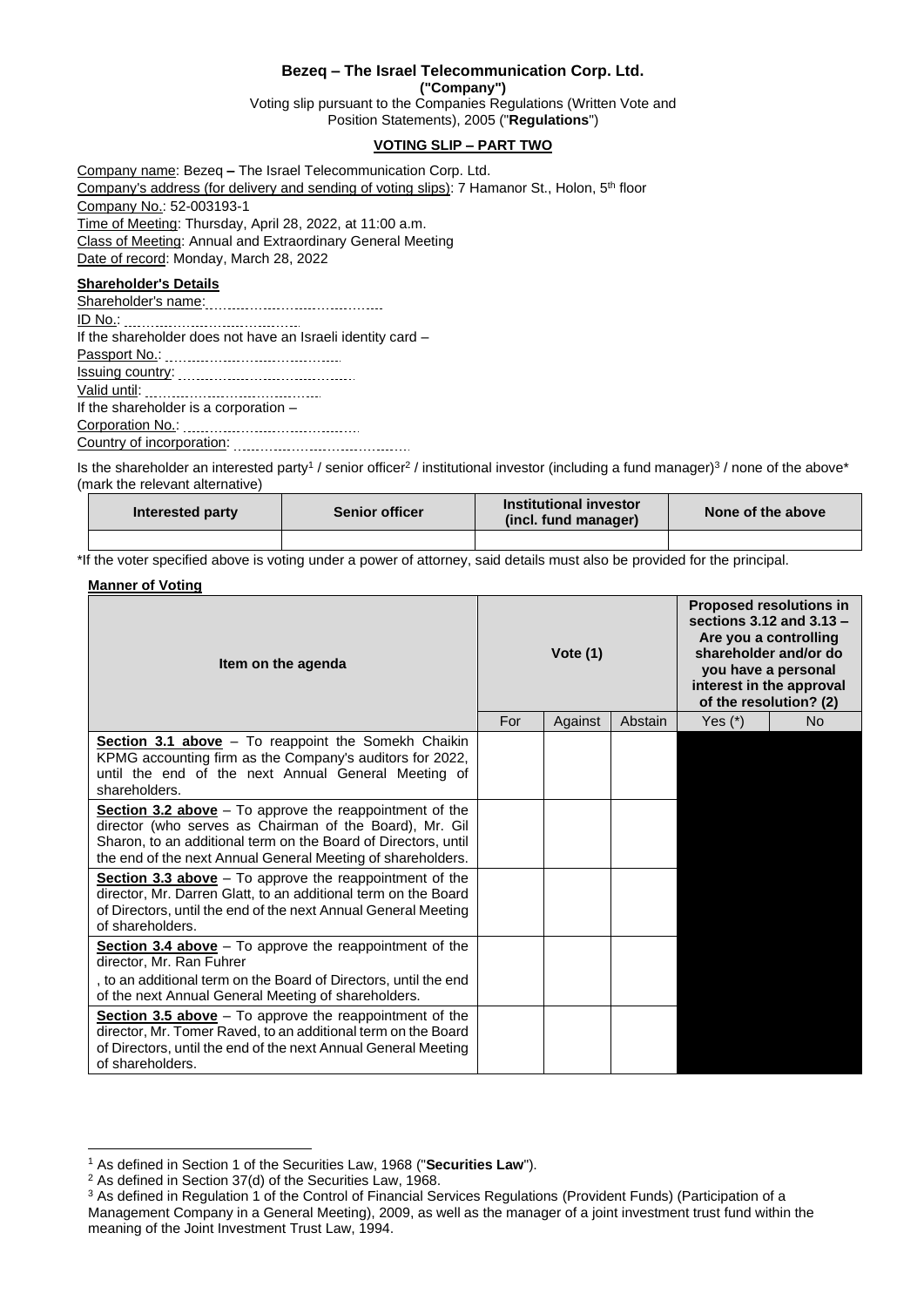**Bezeq – The Israel Telecommunication Corp. Ltd.**
**("Company")**
Voting slip pursuant to the Companies Regulations (Written Vote and Position Statements), 2005 ("**Regulations**")

**VOTING SLIP – PART TWO**

Company name: Bezeq **–** The Israel Telecommunication Corp. Ltd.
Company's address (for delivery and sending of voting slips): 7 Hamanor St., Holon, 5th floor
Company No.: 52-003193-1
Time of Meeting: Thursday, April 28, 2022, at 11:00 a.m.
Class of Meeting: Annual and Extraordinary General Meeting
Date of record: Monday, March 28, 2022

**Shareholder's Details**

Shareholder's name: ……………………………………
ID No.: ……………………………………
If the shareholder does not have an Israeli identity card –
Passport No.: ……………………………………
Issuing country: ……………………………………
Valid until: ……………………………………
If the shareholder is a corporation –
Corporation No.: ……………………………………
Country of incorporation: ……………………………………

Is the shareholder an interested party[1] / senior officer[2] / institutional investor (including a fund manager)[3] / none of the above* (mark the relevant alternative)

| Interested party | Senior officer | Institutional investor (incl. fund manager) | None of the above |
|---|---|---|---|
| | | | |

*If the voter specified above is voting under a power of attorney, said details must also be provided for the principal.

**Manner of Voting**

| Item on the agenda | Vote (1) | | | Proposed resolutions in sections 3.12 and 3.13 – Are you a controlling shareholder and/or do you have a personal interest in the approval of the resolution? (2) | |
|---|---|---|---|---|---|
| | For | Against | Abstain | Yes (*) | No |
| **Section 3.1 above** – To reappoint the Somekh Chaikin KPMG accounting firm as the Company's auditors for 2022, until the end of the next Annual General Meeting of shareholders. | | | | | |
| **Section 3.2 above** – To approve the reappointment of the director (who serves as Chairman of the Board), Mr. Gil Sharon, to an additional term on the Board of Directors, until the end of the next Annual General Meeting of shareholders. | | | | | |
| **Section 3.3 above** – To approve the reappointment of the director, Mr. Darren Glatt, to an additional term on the Board of Directors, until the end of the next Annual General Meeting of shareholders. | | | | | |
| **Section 3.4 above** – To approve the reappointment of the director, Mr. Ran Fuhrer, to an additional term on the Board of Directors, until the end of the next Annual General Meeting of shareholders. | | | | | |
| **Section 3.5 above** – To approve the reappointment of the director, Mr. Tomer Raved, to an additional term on the Board of Directors, until the end of the next Annual General Meeting of shareholders. | | | | | |

---

[1] As defined in Section 1 of the Securities Law, 1968 ("**Securities Law**").
[2] As defined in Section 37(d) of the Securities Law, 1968.
[3] As defined in Regulation 1 of the Control of Financial Services Regulations (Provident Funds) (Participation of a Management Company in a General Meeting), 2009, as well as the manager of a joint investment trust fund within the meaning of the Joint Investment Trust Law, 1994.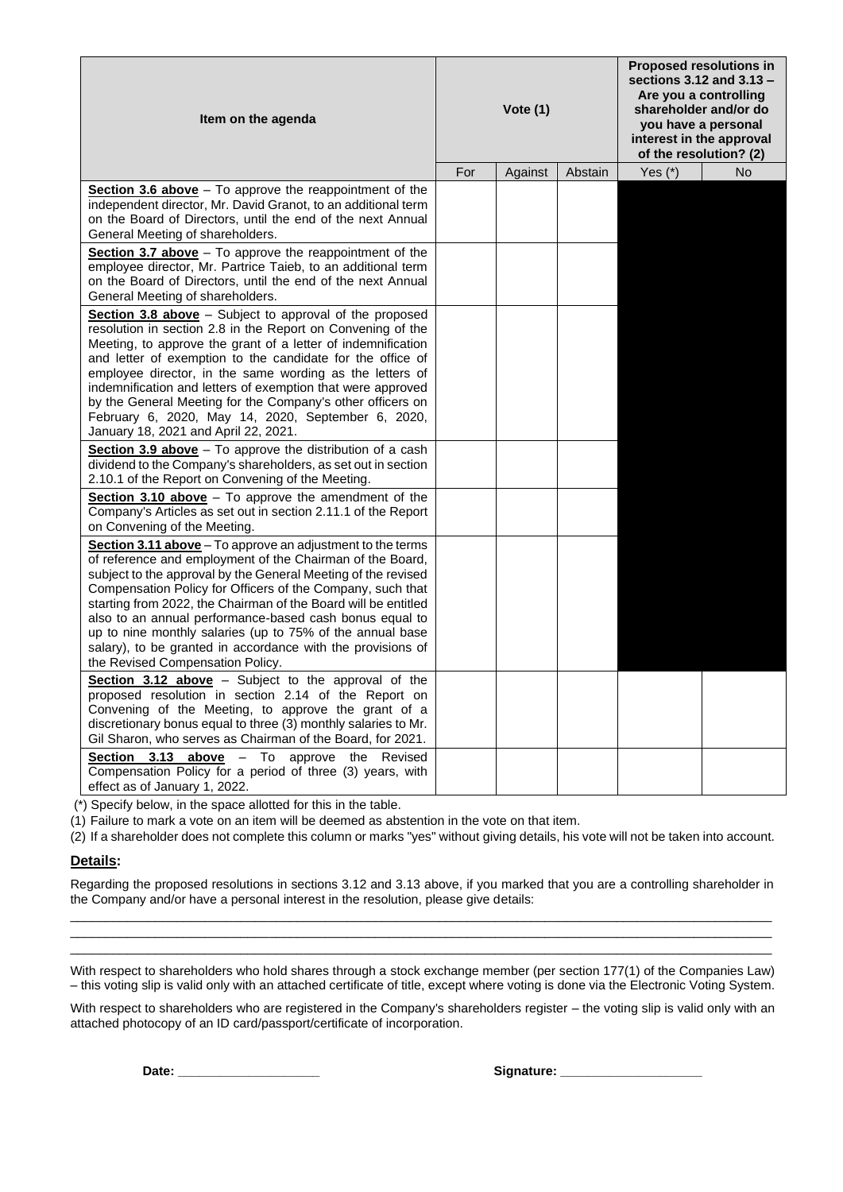| Item on the agenda | Vote (1) | | | Proposed resolutions in sections 3.12 and 3.13 – Are you a controlling shareholder and/or do you have a personal interest in the approval of the resolution? (2) | |
|---|---|---|---|---|---|
| | For | Against | Abstain | Yes (*) | No |
| **Section 3.6 above** – To approve the reappointment of the independent director, Mr. David Granot, to an additional term on the Board of Directors, until the end of the next Annual General Meeting of shareholders. | | | | | |
| **Section 3.7 above** – To approve the reappointment of the employee director, Mr. Partrice Taieb, to an additional term on the Board of Directors, until the end of the next Annual General Meeting of shareholders. | | | | | |
| **Section 3.8 above** – Subject to approval of the proposed resolution in section 2.8 in the Report on Convening of the Meeting, to approve the grant of a letter of indemnification and letter of exemption to the candidate for the office of employee director, in the same wording as the letters of indemnification and letters of exemption that were approved by the General Meeting for the Company's other officers on February 6, 2020, May 14, 2020, September 6, 2020, January 18, 2021 and April 22, 2021. | | | | | |
| **Section 3.9 above** – To approve the distribution of a cash dividend to the Company's shareholders, as set out in section 2.10.1 of the Report on Convening of the Meeting. | | | | | |
| **Section 3.10 above** – To approve the amendment of the Company's Articles as set out in section 2.11.1 of the Report on Convening of the Meeting. | | | | | |
| **Section 3.11 above** – To approve an adjustment to the terms of reference and employment of the Chairman of the Board, subject to the approval by the General Meeting of the revised Compensation Policy for Officers of the Company, such that starting from 2022, the Chairman of the Board will be entitled also to an annual performance-based cash bonus equal to up to nine monthly salaries (up to 75% of the annual base salary), to be granted in accordance with the provisions of the Revised Compensation Policy. | | | | | |
| **Section 3.12 above** – Subject to the approval of the proposed resolution in section 2.14 of the Report on Convening of the Meeting, to approve the grant of a discretionary bonus equal to three (3) monthly salaries to Mr. Gil Sharon, who serves as Chairman of the Board, for 2021. | | | | | |
| **Section 3.13 above** – To approve the Revised Compensation Policy for a period of three (3) years, with effect as of January 1, 2022. | | | | | |

(*) Specify below, in the space allotted for this in the table.

(1) Failure to mark a vote on an item will be deemed as abstention in the vote on that item.

(2) If a shareholder does not complete this column or marks "yes" without giving details, his vote will not be taken into account.

**Details:**

Regarding the proposed resolutions in sections 3.12 and 3.13 above, if you marked that you are a controlling shareholder in the Company and/or have a personal interest in the resolution, please give details:

_______________________________________________________________________________

_______________________________________________________________________________

_______________________________________________________________________________

With respect to shareholders who hold shares through a stock exchange member (per section 177(1) of the Companies Law) – this voting slip is valid only with an attached certificate of title, except where voting is done via the Electronic Voting System.

With respect to shareholders who are registered in the Company's shareholders register – the voting slip is valid only with an attached photocopy of an ID card/passport/certificate of incorporation.

**Date: ____________________** **Signature: ____________________**